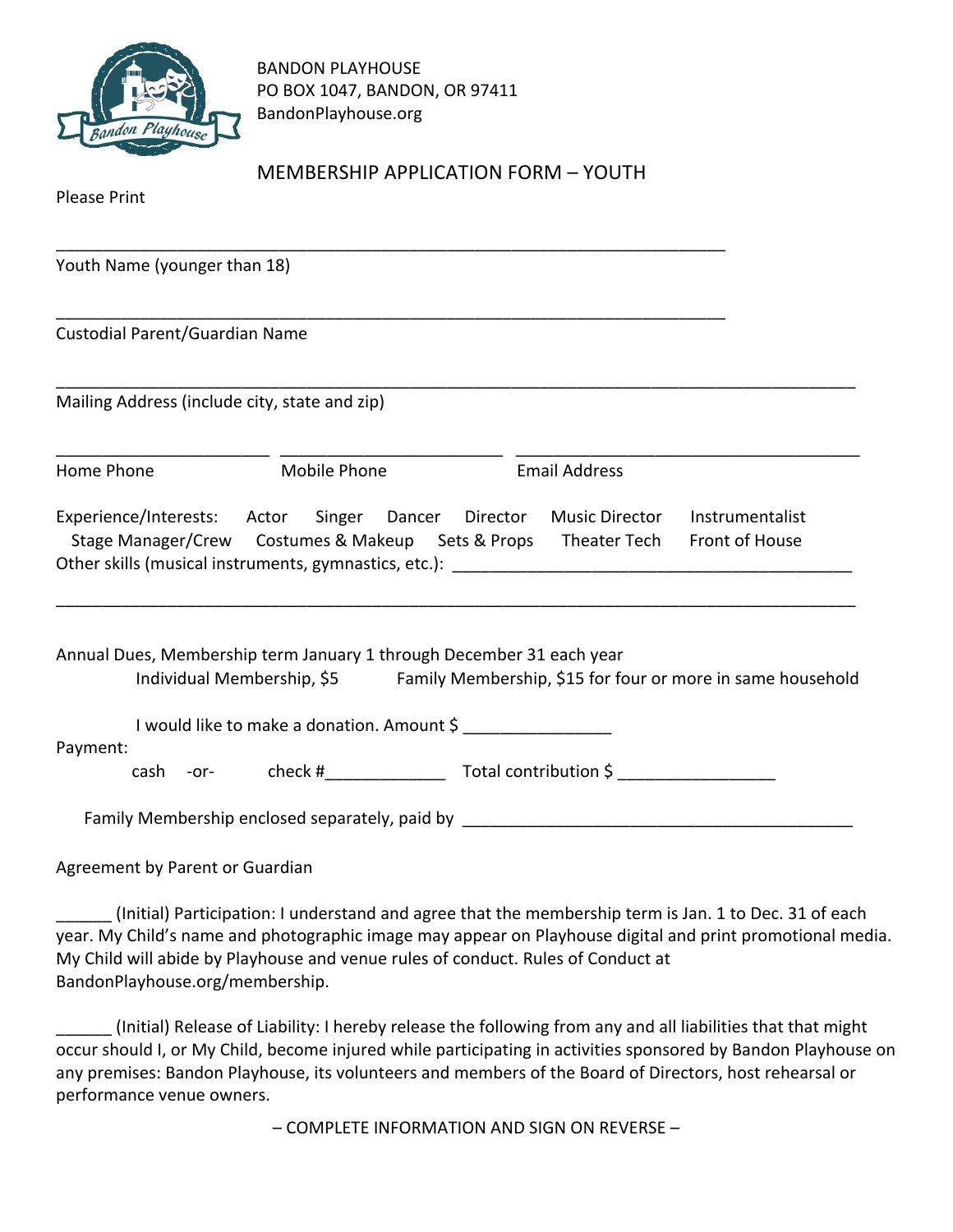BANDON PLAYHOUSE
PO BOX 1047, BANDON, OR 97411
BandonPlayhouse.org

# MEMBERSHIP APPLICATION FORM – YOUTH

Please Print

\_\_\_\_\_\_\_\_\_\_\_\_\_\_\_\_\_\_\_\_\_\_\_\_\_\_\_\_\_\_\_\_\_\_\_\_\_\_\_\_\_\_\_\_\_\_\_\_\_\_\_\_\_\_\_\_\_\_\_\_\_\_\_\_\_\_\_\_\_\_\_\_\_

Youth Name (younger than 18)

\_\_\_\_\_\_\_\_\_\_\_\_\_\_\_\_\_\_\_\_\_\_\_\_\_\_\_\_\_\_\_\_\_\_\_\_\_\_\_\_\_\_\_\_\_\_\_\_\_\_\_\_\_\_\_\_\_\_\_\_\_\_\_\_\_\_\_\_\_\_\_\_\_

Custodial Parent/Guardian Name

\_\_\_\_\_\_\_\_\_\_\_\_\_\_\_\_\_\_\_\_\_\_\_\_\_\_\_\_\_\_\_\_\_\_\_\_\_\_\_\_\_\_\_\_\_\_\_\_\_\_\_\_\_\_\_\_\_\_\_\_\_\_\_\_\_\_\_\_\_\_\_\_\_\_\_\_\_\_\_\_\_\_\_\_\_\_\_

Mailing Address (include city, state and zip)

\_\_\_\_\_\_\_\_\_\_\_\_\_\_\_\_\_\_\_\_\_\_\_\_ \_\_\_\_\_\_\_\_\_\_\_\_\_\_\_\_\_\_\_\_\_\_\_\_\_ \_\_\_\_\_\_\_\_\_\_\_\_\_\_\_\_\_\_\_\_\_\_\_\_\_\_\_\_\_\_\_\_\_\_\_\_\_\_\_

Home Phone Mobile Phone Email Address

Experience/Interests: Actor Singer Dancer Director Music Director Instrumentalist
Stage Manager/Crew Costumes & Makeup Sets & Props Theater Tech Front of House
Other skills (musical instruments, gymnastics, etc.): \_\_\_\_\_\_\_\_\_\_\_\_\_\_\_\_\_\_\_\_\_\_\_\_\_\_\_\_\_\_\_\_\_\_\_\_\_\_\_\_\_\_\_

\_\_\_\_\_\_\_\_\_\_\_\_\_\_\_\_\_\_\_\_\_\_\_\_\_\_\_\_\_\_\_\_\_\_\_\_\_\_\_\_\_\_\_\_\_\_\_\_\_\_\_\_\_\_\_\_\_\_\_\_\_\_\_\_\_\_\_\_\_\_\_\_\_\_\_\_\_\_\_\_\_\_\_\_\_\_\_

Annual Dues, Membership term January 1 through December 31 each year
Individual Membership, $5 Family Membership, $15 for four or more in same household

I would like to make a donation. Amount $ \_\_\_\_\_\_\_\_\_\_\_\_\_\_\_\_

Payment:
cash -or- check #\_\_\_\_\_\_\_\_\_\_\_\_\_ Total contribution $ \_\_\_\_\_\_\_\_\_\_\_\_\_\_\_\_\_

Family Membership enclosed separately, paid by \_\_\_\_\_\_\_\_\_\_\_\_\_\_\_\_\_\_\_\_\_\_\_\_\_\_\_\_\_\_\_\_\_\_\_\_\_\_\_\_\_\_\_

Agreement by Parent or Guardian

\_\_\_\_\_\_ (Initial) Participation: I understand and agree that the membership term is Jan. 1 to Dec. 31 of each year. My Child's name and photographic image may appear on Playhouse digital and print promotional media. My Child will abide by Playhouse and venue rules of conduct. Rules of Conduct at BandonPlayhouse.org/membership.

\_\_\_\_\_\_ (Initial) Release of Liability: I hereby release the following from any and all liabilities that that might occur should I, or My Child, become injured while participating in activities sponsored by Bandon Playhouse on any premises: Bandon Playhouse, its volunteers and members of the Board of Directors, host rehearsal or performance venue owners.

– COMPLETE INFORMATION AND SIGN ON REVERSE –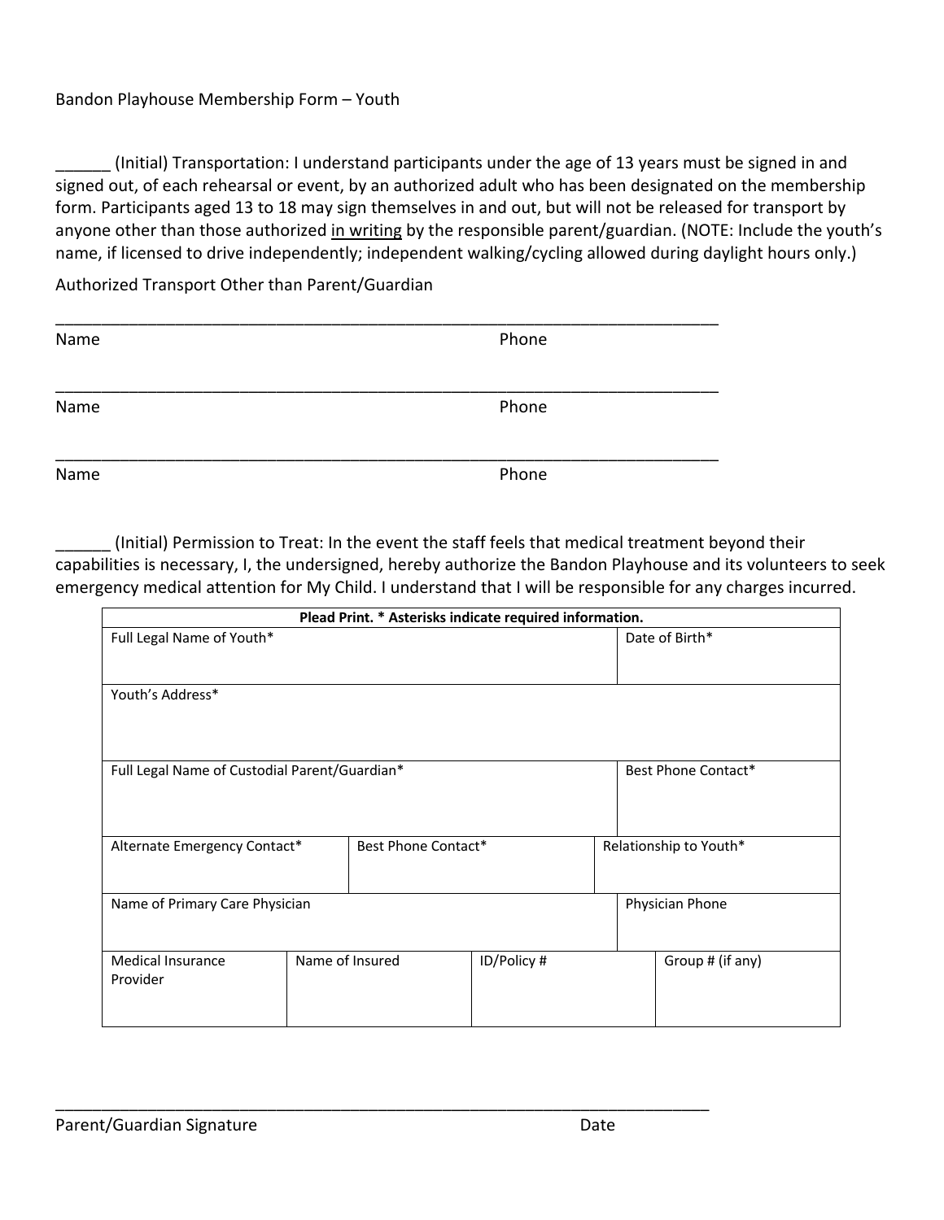Bandon Playhouse Membership Form – Youth

______ (Initial) Transportation: I understand participants under the age of 13 years must be signed in and signed out, of each rehearsal or event, by an authorized adult who has been designated on the membership form. Participants aged 13 to 18 may sign themselves in and out, but will not be released for transport by anyone other than those authorized <u>in writing</u> by the responsible parent/guardian. (NOTE: Include the youth's name, if licensed to drive independently; independent walking/cycling allowed during daylight hours only.)

Authorized Transport Other than Parent/Guardian

______________________________________________________________________________
Name Phone

______________________________________________________________________________
Name Phone

______________________________________________________________________________
Name Phone

______ (Initial) Permission to Treat: In the event the staff feels that medical treatment beyond their capabilities is necessary, I, the undersigned, hereby authorize the Bandon Playhouse and its volunteers to seek emergency medical attention for My Child. I understand that I will be responsible for any charges incurred.

**Plead Print. * Asterisks indicate required information.**

| | | | |
|---|---|---|---|
| Full Legal Name of Youth* | | | Date of Birth* |
| Youth's Address* | | | |
| Full Legal Name of Custodial Parent/Guardian* | | | Best Phone Contact* |
| Alternate Emergency Contact* | Best Phone Contact* | Relationship to Youth* | |
| Name of Primary Care Physician | | | Physician Phone |
| Medical Insurance Provider | Name of Insured | ID/Policy # | Group # (if any) |

______________________________________________________________________________
Parent/Guardian Signature Date